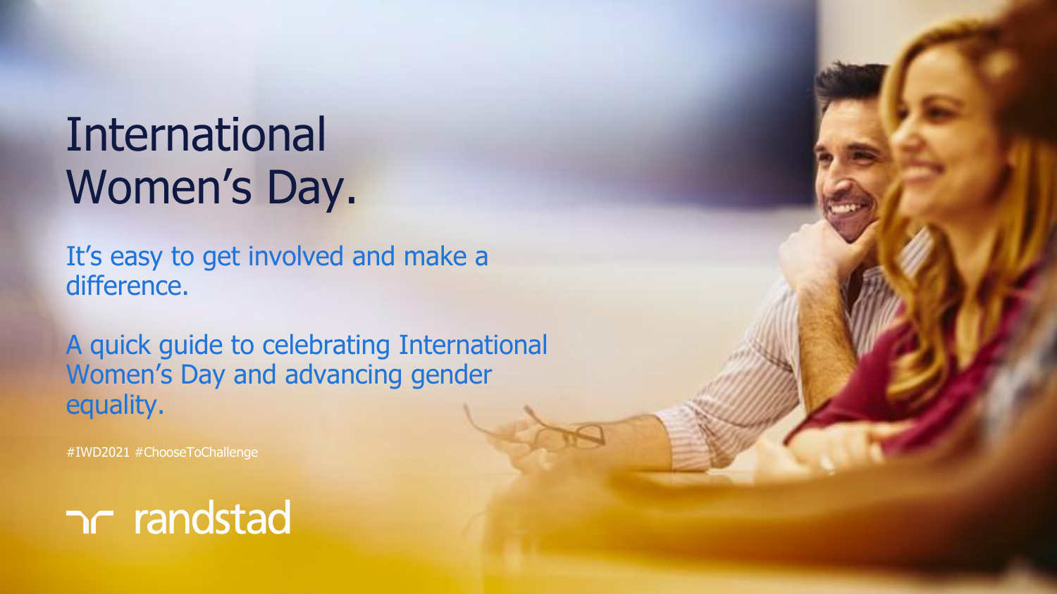# International Women's Day.

It's easy to get involved and make a difference.

A quick guide to celebrating International Women's Day and advancing gender equality.

#IWD2021 #ChooseToChallenge

randstad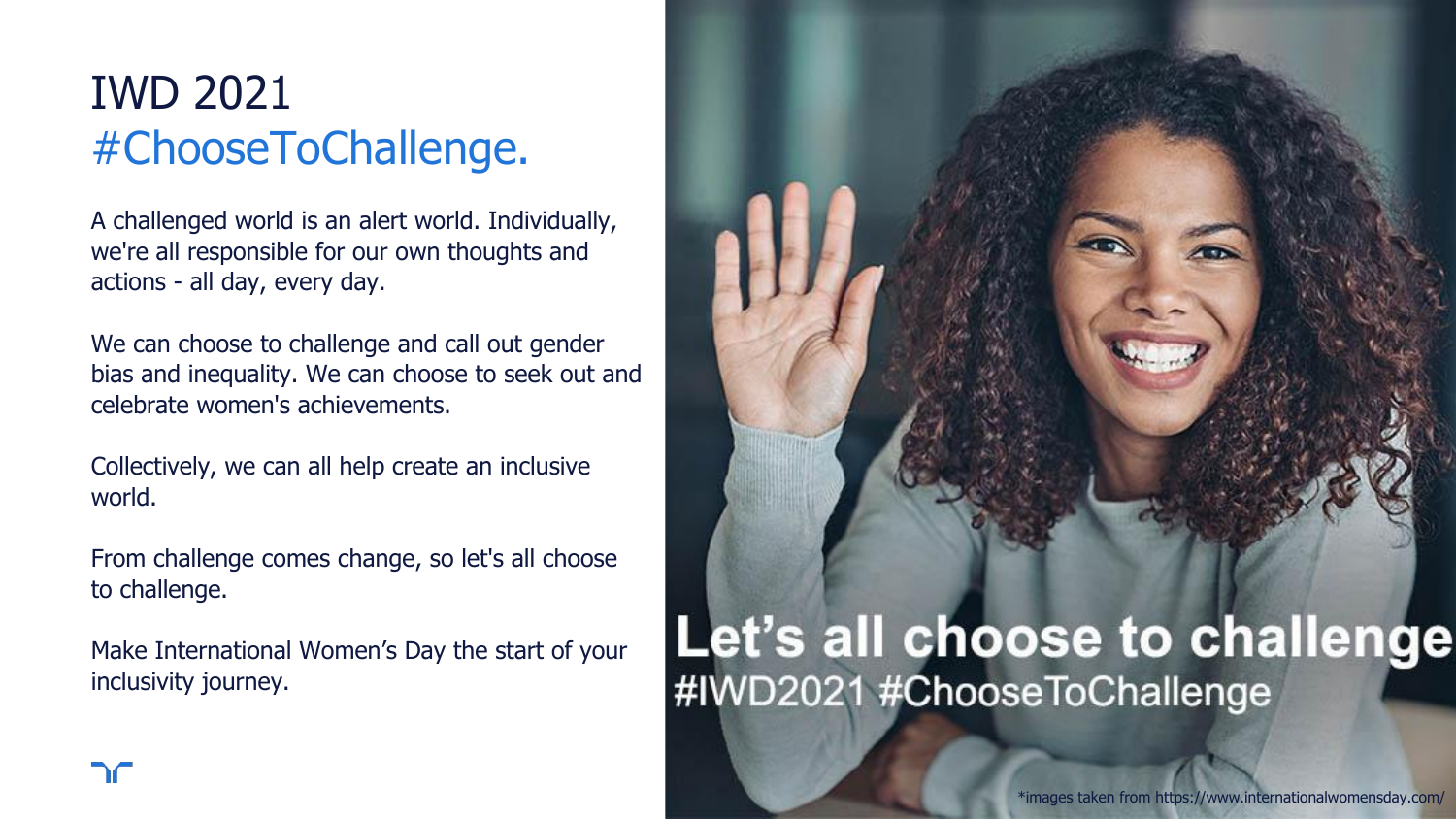# IWD 2021
## #ChooseToChallenge.

A challenged world is an alert world. Individually, we're all responsible for our own thoughts and actions - all day, every day.

We can choose to challenge and call out gender bias and inequality. We can choose to seek out and celebrate women's achievements.

Collectively, we can all help create an inclusive world.

From challenge comes change, so let's all choose to challenge.

Make International Women's Day the start of your inclusivity journey.

**Let's all choose to challenge**
#IWD2021 #ChooseToChallenge

*images taken from https://www.internationalwomensday.com/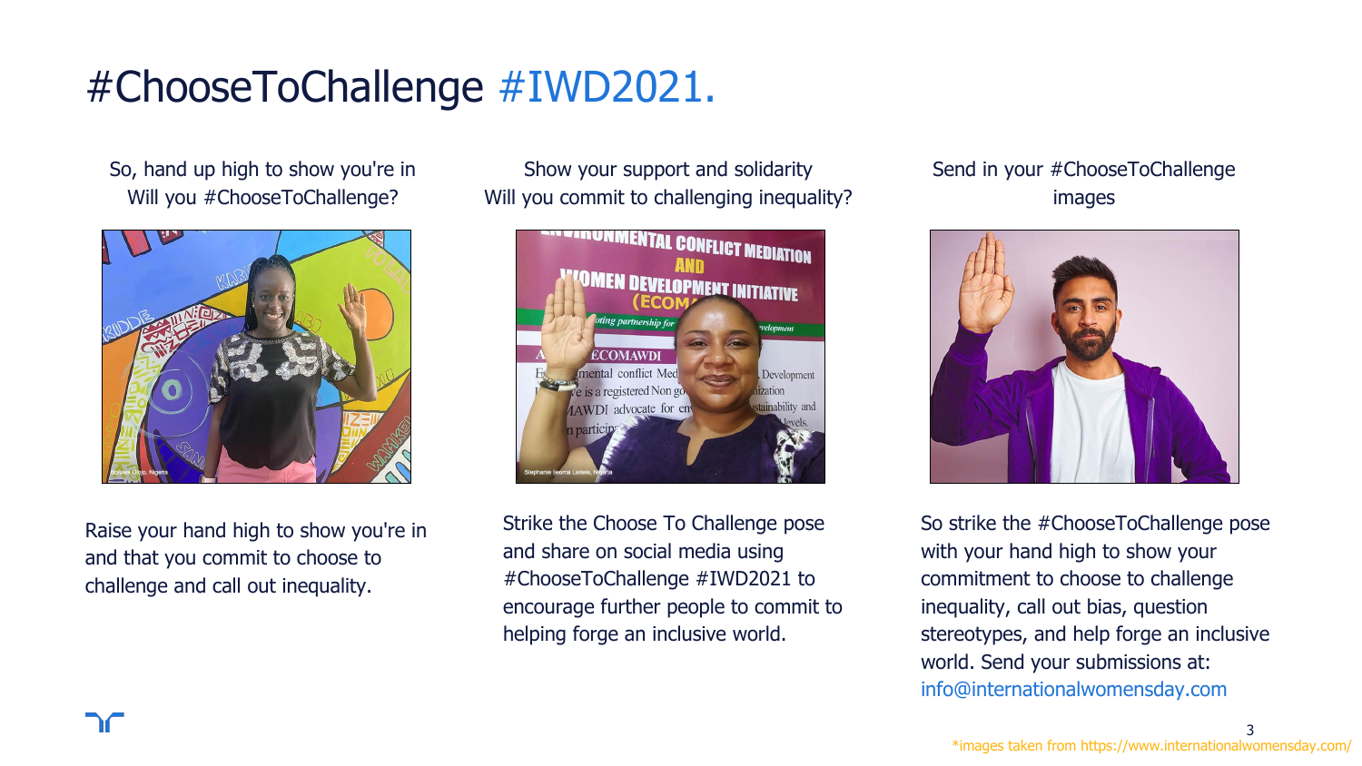# #ChooseToChallenge #IWD2021.

So, hand up high to show you're in
Will you #ChooseToChallenge?

Raise your hand high to show you're in and that you commit to choose to challenge and call out inequality.

Show your support and solidarity
Will you commit to challenging inequality?

Strike the Choose To Challenge pose and share on social media using #ChooseToChallenge #IWD2021 to encourage further people to commit to helping forge an inclusive world.

Send in your #ChooseToChallenge images

So strike the #ChooseToChallenge pose with your hand high to show your commitment to choose to challenge inequality, call out bias, question stereotypes, and help forge an inclusive world. Send your submissions at: info@internationalwomensday.com

*images taken from https://www.internationalwomensday.com/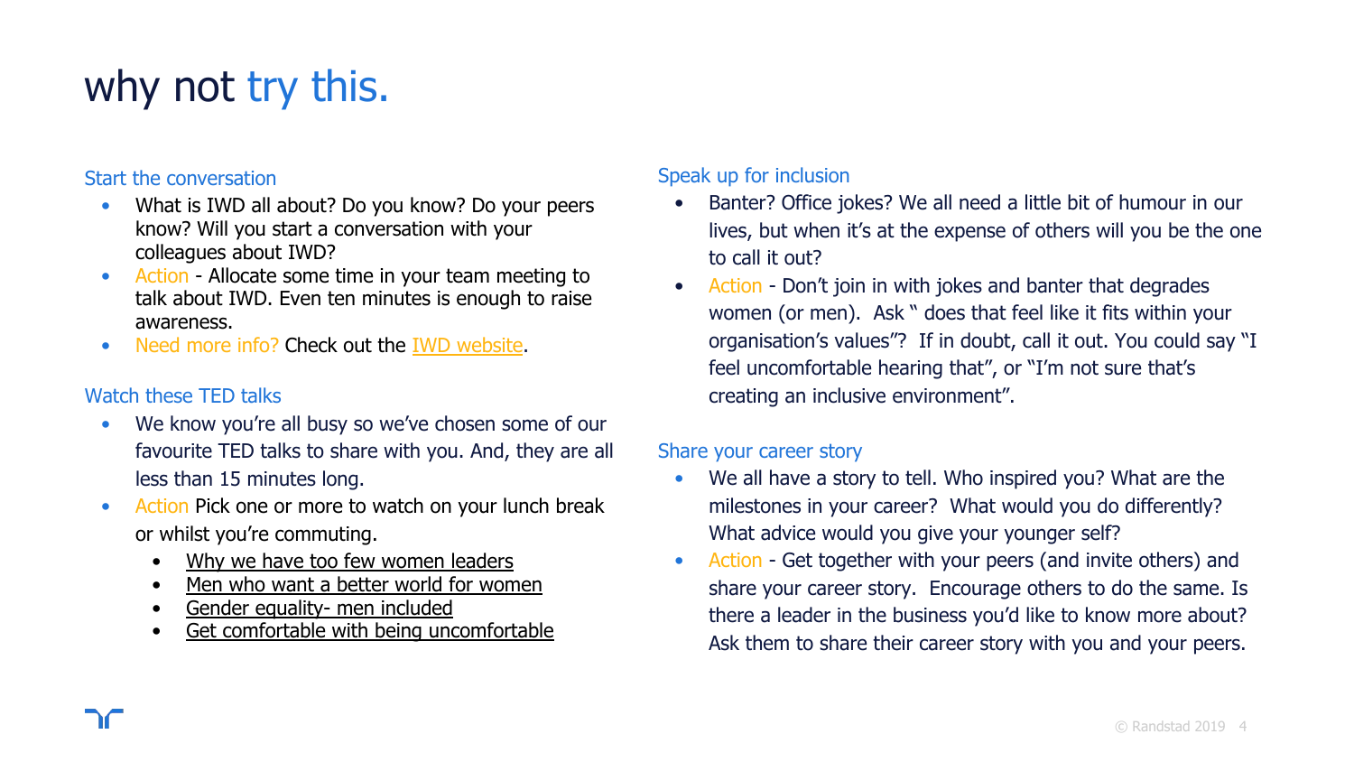# why not try this.

## Start the conversation

- What is IWD all about? Do you know? Do your peers know? Will you start a conversation with your colleagues about IWD?
- Action - Allocate some time in your team meeting to talk about IWD. Even ten minutes is enough to raise awareness.
- Need more info? Check out the IWD website.

## Watch these TED talks

- We know you're all busy so we've chosen some of our favourite TED talks to share with you. And, they are all less than 15 minutes long.
- Action Pick one or more to watch on your lunch break or whilst you're commuting.
  - Why we have too few women leaders
  - Men who want a better world for women
  - Gender equality- men included
  - Get comfortable with being uncomfortable

## Speak up for inclusion

- Banter? Office jokes? We all need a little bit of humour in our lives, but when it's at the expense of others will you be the one to call it out?
- Action - Don't join in with jokes and banter that degrades women (or men). Ask " does that feel like it fits within your organisation's values"? If in doubt, call it out. You could say "I feel uncomfortable hearing that", or "I'm not sure that's creating an inclusive environment".

## Share your career story

- We all have a story to tell. Who inspired you? What are the milestones in your career? What would you do differently? What advice would you give your younger self?
- Action - Get together with your peers (and invite others) and share your career story. Encourage others to do the same. Is there a leader in the business you'd like to know more about? Ask them to share their career story with you and your peers.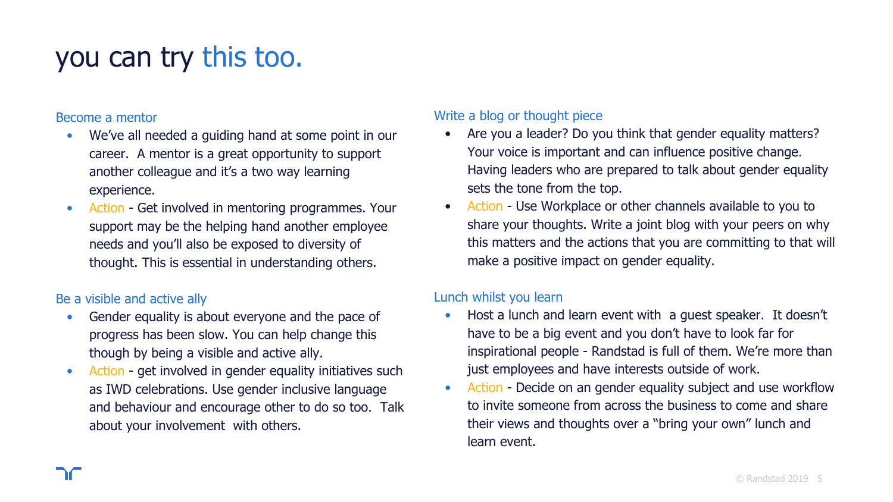# you can try this too.

### Become a mentor

- We've all needed a guiding hand at some point in our career. A mentor is a great opportunity to support another colleague and it's a two way learning experience.
- Action - Get involved in mentoring programmes. Your support may be the helping hand another employee needs and you'll also be exposed to diversity of thought. This is essential in understanding others.

### Be a visible and active ally

- Gender equality is about everyone and the pace of progress has been slow. You can help change this though by being a visible and active ally.
- Action - get involved in gender equality initiatives such as IWD celebrations. Use gender inclusive language and behaviour and encourage other to do so too. Talk about your involvement with others.

### Write a blog or thought piece

- Are you a leader? Do you think that gender equality matters? Your voice is important and can influence positive change. Having leaders who are prepared to talk about gender equality sets the tone from the top.
- Action - Use Workplace or other channels available to you to share your thoughts. Write a joint blog with your peers on why this matters and the actions that you are committing to that will make a positive impact on gender equality.

### Lunch whilst you learn

- Host a lunch and learn event with a guest speaker. It doesn't have to be a big event and you don't have to look far for inspirational people - Randstad is full of them. We're more than just employees and have interests outside of work.
- Action - Decide on an gender equality subject and use workflow to invite someone from across the business to come and share their views and thoughts over a "bring your own" lunch and learn event.

© Randstad 2019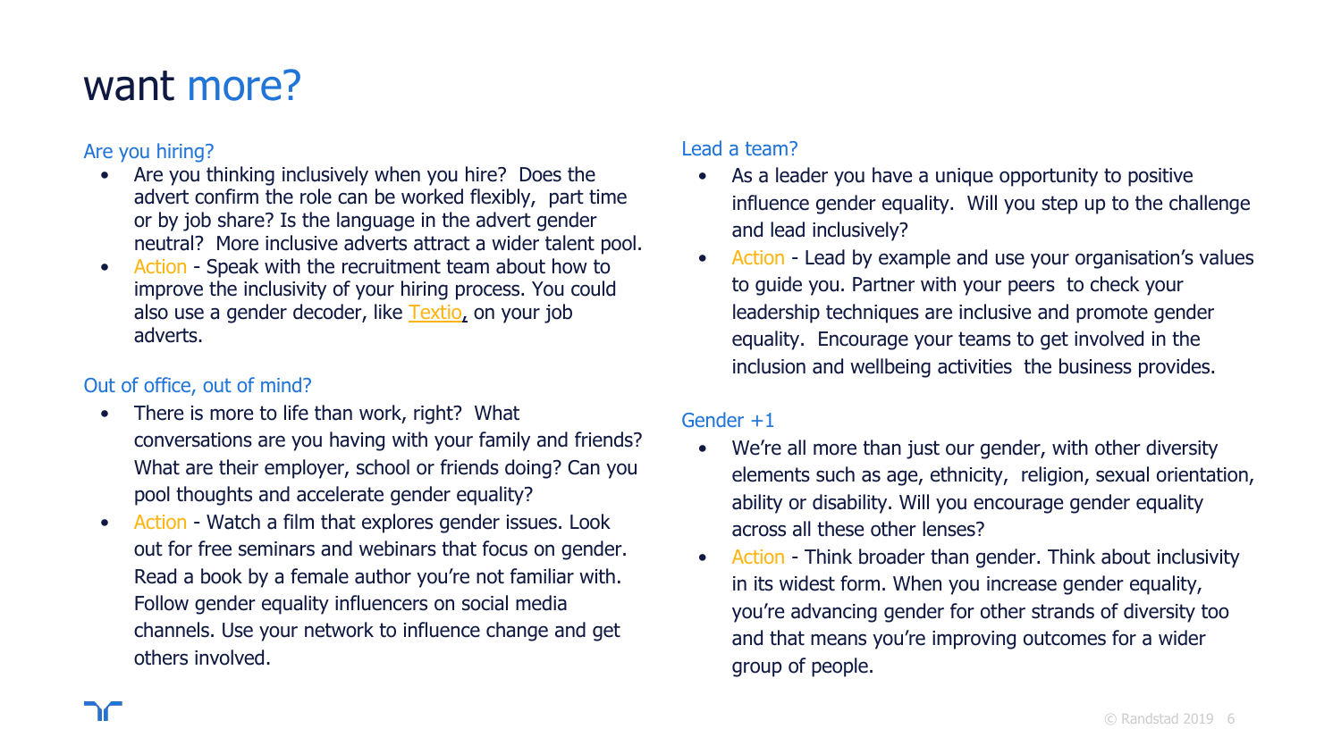# want more?

### Are you hiring?

- Are you thinking inclusively when you hire? Does the advert confirm the role can be worked flexibly, part time or by job share? Is the language in the advert gender neutral? More inclusive adverts attract a wider talent pool.
- Action - Speak with the recruitment team about how to improve the inclusivity of your hiring process. You could also use a gender decoder, like Textio, on your job adverts.

### Out of office, out of mind?

- There is more to life than work, right? What conversations are you having with your family and friends? What are their employer, school or friends doing? Can you pool thoughts and accelerate gender equality?
- Action - Watch a film that explores gender issues. Look out for free seminars and webinars that focus on gender. Read a book by a female author you're not familiar with. Follow gender equality influencers on social media channels. Use your network to influence change and get others involved.

### Lead a team?

- As a leader you have a unique opportunity to positive influence gender equality. Will you step up to the challenge and lead inclusively?
- Action - Lead by example and use your organisation's values to guide you. Partner with your peers to check your leadership techniques are inclusive and promote gender equality. Encourage your teams to get involved in the inclusion and wellbeing activities the business provides.

### Gender +1

- We're all more than just our gender, with other diversity elements such as age, ethnicity, religion, sexual orientation, ability or disability. Will you encourage gender equality across all these other lenses?
- Action - Think broader than gender. Think about inclusivity in its widest form. When you increase gender equality, you're advancing gender for other strands of diversity too and that means you're improving outcomes for a wider group of people.

© Randstad 2019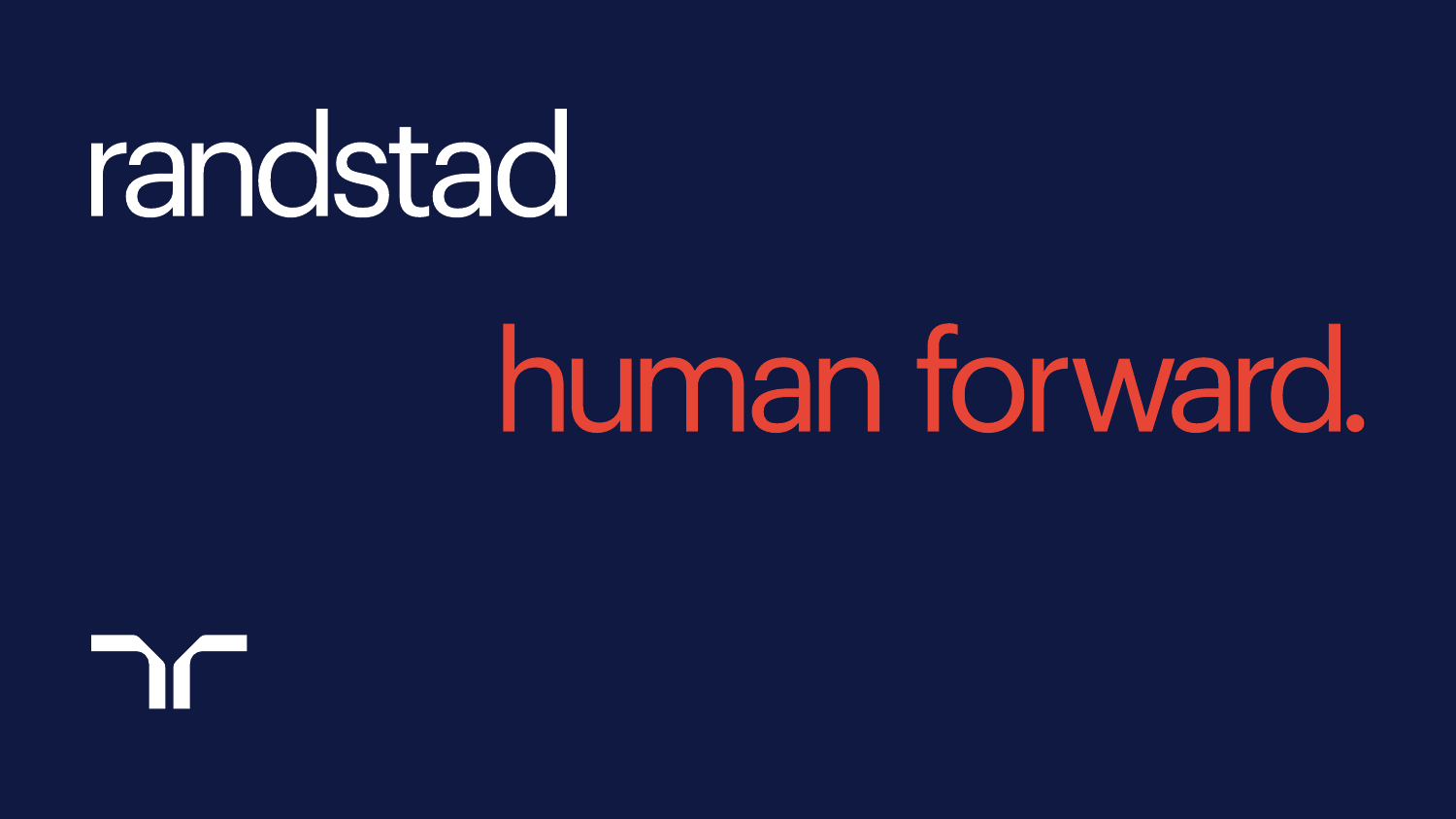randstad

human forward.